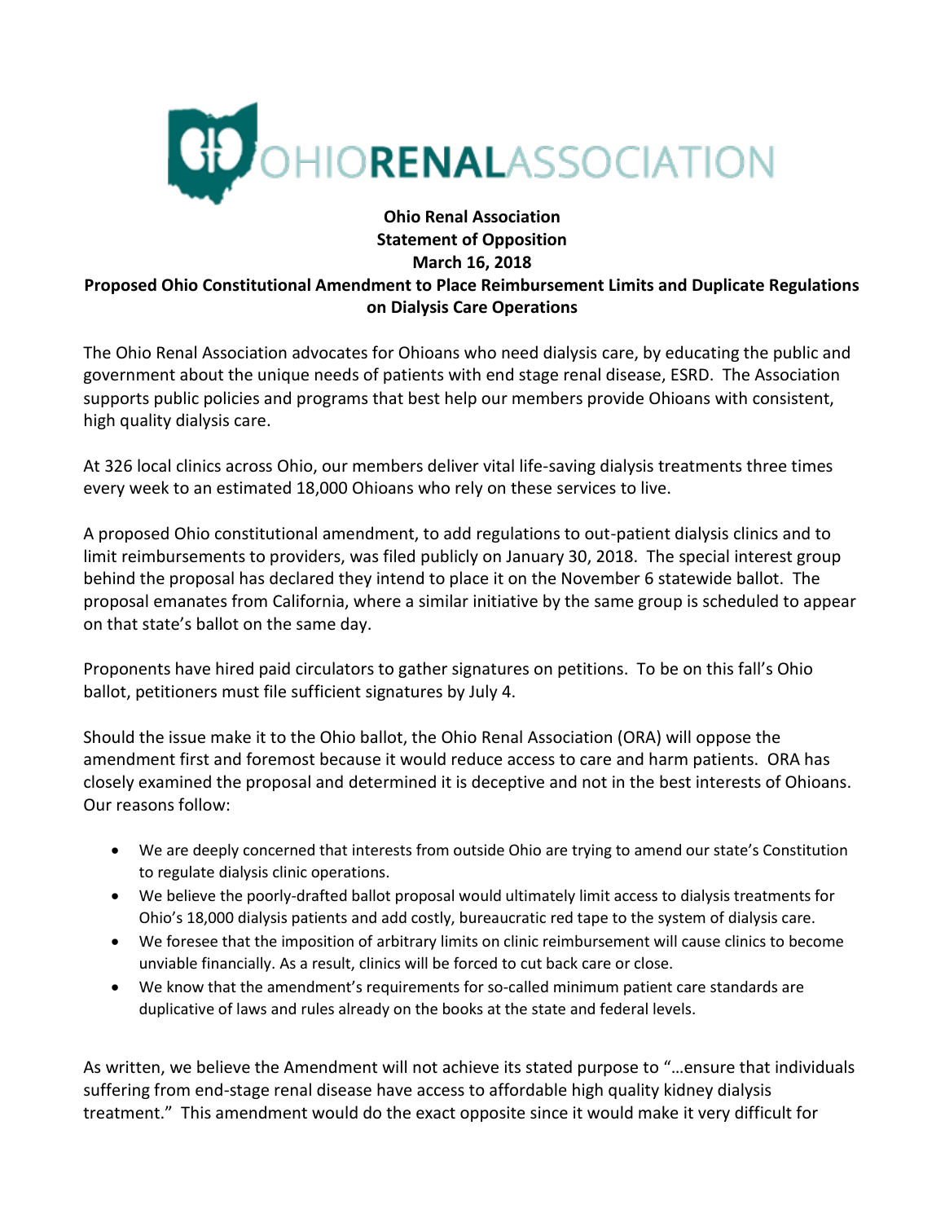OHIORENALASSOCIATION

**Ohio Renal Association**
**Statement of Opposition**
**March 16, 2018**
**Proposed Ohio Constitutional Amendment to Place Reimbursement Limits and Duplicate Regulations on Dialysis Care Operations**

The Ohio Renal Association advocates for Ohioans who need dialysis care, by educating the public and government about the unique needs of patients with end stage renal disease, ESRD. The Association supports public policies and programs that best help our members provide Ohioans with consistent, high quality dialysis care.

At 326 local clinics across Ohio, our members deliver vital life-saving dialysis treatments three times every week to an estimated 18,000 Ohioans who rely on these services to live.

A proposed Ohio constitutional amendment, to add regulations to out-patient dialysis clinics and to limit reimbursements to providers, was filed publicly on January 30, 2018. The special interest group behind the proposal has declared they intend to place it on the November 6 statewide ballot. The proposal emanates from California, where a similar initiative by the same group is scheduled to appear on that state's ballot on the same day.

Proponents have hired paid circulators to gather signatures on petitions. To be on this fall's Ohio ballot, petitioners must file sufficient signatures by July 4.

Should the issue make it to the Ohio ballot, the Ohio Renal Association (ORA) will oppose the amendment first and foremost because it would reduce access to care and harm patients. ORA has closely examined the proposal and determined it is deceptive and not in the best interests of Ohioans. Our reasons follow:

- We are deeply concerned that interests from outside Ohio are trying to amend our state's Constitution to regulate dialysis clinic operations.
- We believe the poorly-drafted ballot proposal would ultimately limit access to dialysis treatments for Ohio's 18,000 dialysis patients and add costly, bureaucratic red tape to the system of dialysis care.
- We foresee that the imposition of arbitrary limits on clinic reimbursement will cause clinics to become unviable financially. As a result, clinics will be forced to cut back care or close.
- We know that the amendment's requirements for so-called minimum patient care standards are duplicative of laws and rules already on the books at the state and federal levels.

As written, we believe the Amendment will not achieve its stated purpose to "…ensure that individuals suffering from end-stage renal disease have access to affordable high quality kidney dialysis treatment." This amendment would do the exact opposite since it would make it very difficult for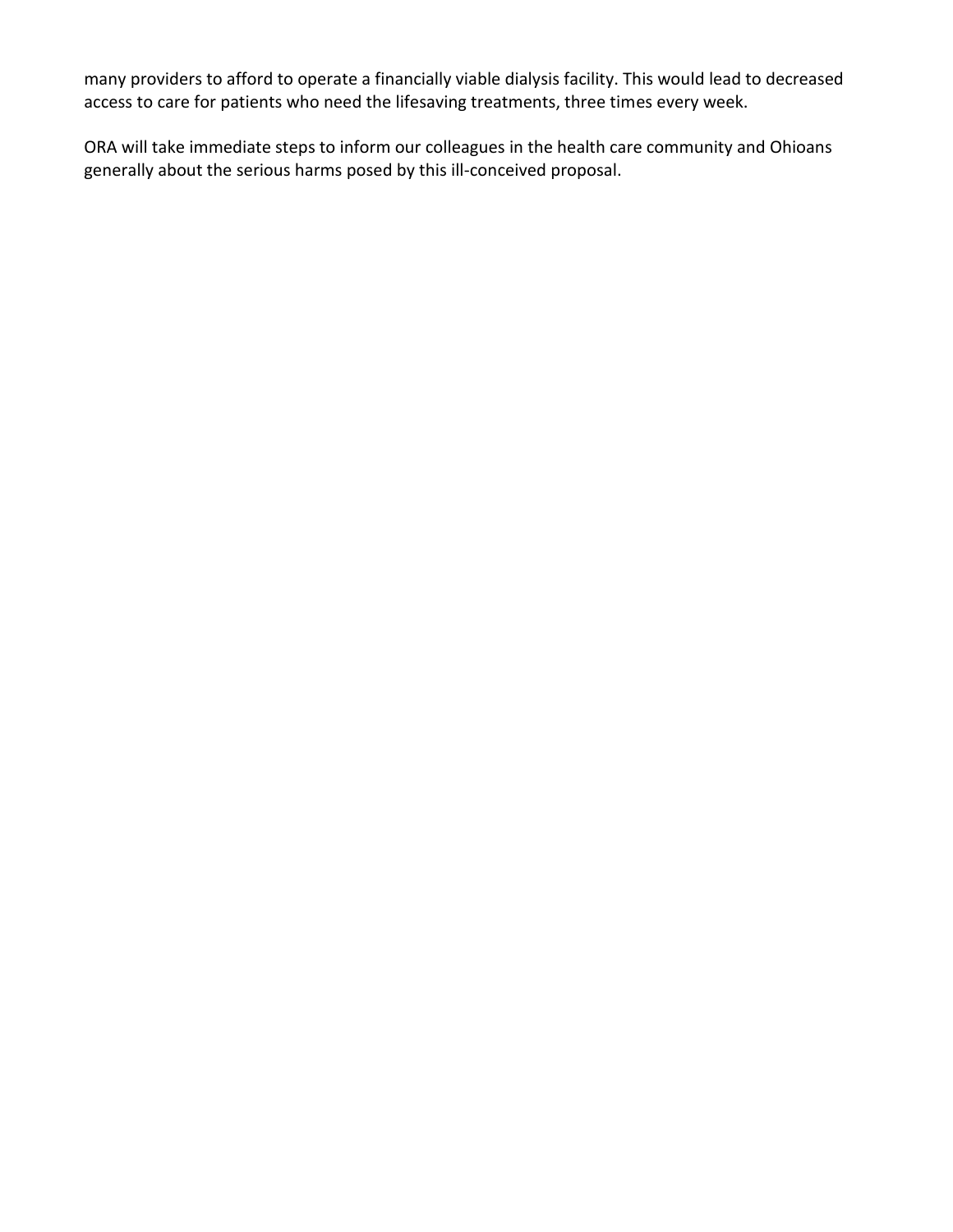many providers to afford to operate a financially viable dialysis facility. This would lead to decreased access to care for patients who need the lifesaving treatments, three times every week.

ORA will take immediate steps to inform our colleagues in the health care community and Ohioans generally about the serious harms posed by this ill-conceived proposal.